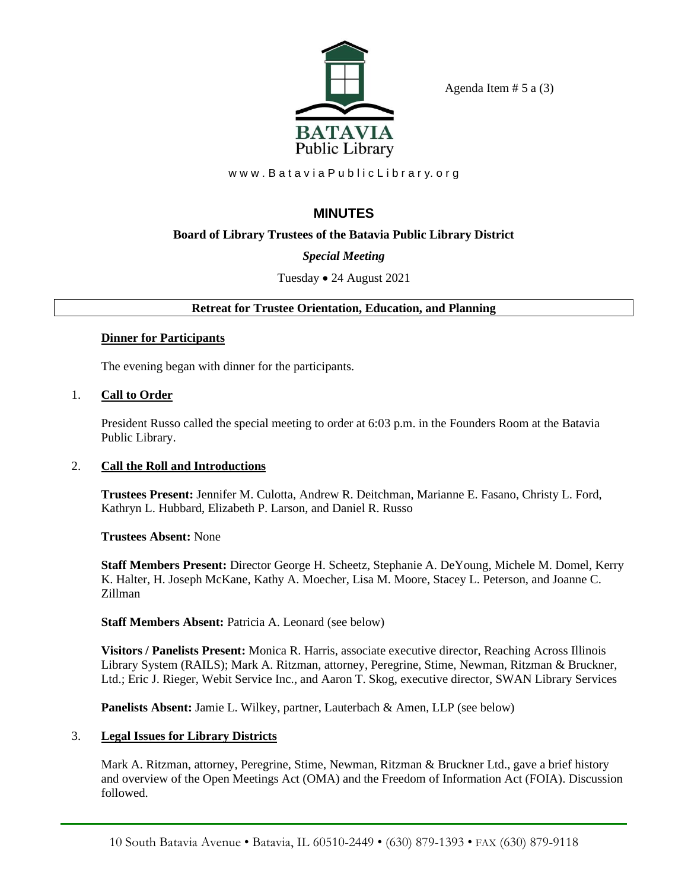Agenda Item # 5 a (3)

BATAVIA Public Library

www.BataviaPublicLibrary.org

# MINUTES

**Board of Library Trustees of the Batavia Public Library District**

***Special Meeting***

Tuesday • 24 August 2021

**Retreat for Trustee Orientation, Education, and Planning**

## Dinner for Participants

The evening began with dinner for the participants.

## 1. Call to Order

President Russo called the special meeting to order at 6:03 p.m. in the Founders Room at the Batavia Public Library.

## 2. Call the Roll and Introductions

**Trustees Present:** Jennifer M. Culotta, Andrew R. Deitchman, Marianne E. Fasano, Christy L. Ford, Kathryn L. Hubbard, Elizabeth P. Larson, and Daniel R. Russo

**Trustees Absent:** None

**Staff Members Present:** Director George H. Scheetz, Stephanie A. DeYoung, Michele M. Domel, Kerry K. Halter, H. Joseph McKane, Kathy A. Moecher, Lisa M. Moore, Stacey L. Peterson, and Joanne C. Zillman

**Staff Members Absent:** Patricia A. Leonard (see below)

**Visitors / Panelists Present:** Monica R. Harris, associate executive director, Reaching Across Illinois Library System (RAILS); Mark A. Ritzman, attorney, Peregrine, Stime, Newman, Ritzman & Bruckner, Ltd.; Eric J. Rieger, Webit Service Inc., and Aaron T. Skog, executive director, SWAN Library Services

**Panelists Absent:** Jamie L. Wilkey, partner, Lauterbach & Amen, LLP (see below)

## 3. Legal Issues for Library Districts

Mark A. Ritzman, attorney, Peregrine, Stime, Newman, Ritzman & Bruckner Ltd., gave a brief history and overview of the Open Meetings Act (OMA) and the Freedom of Information Act (FOIA). Discussion followed.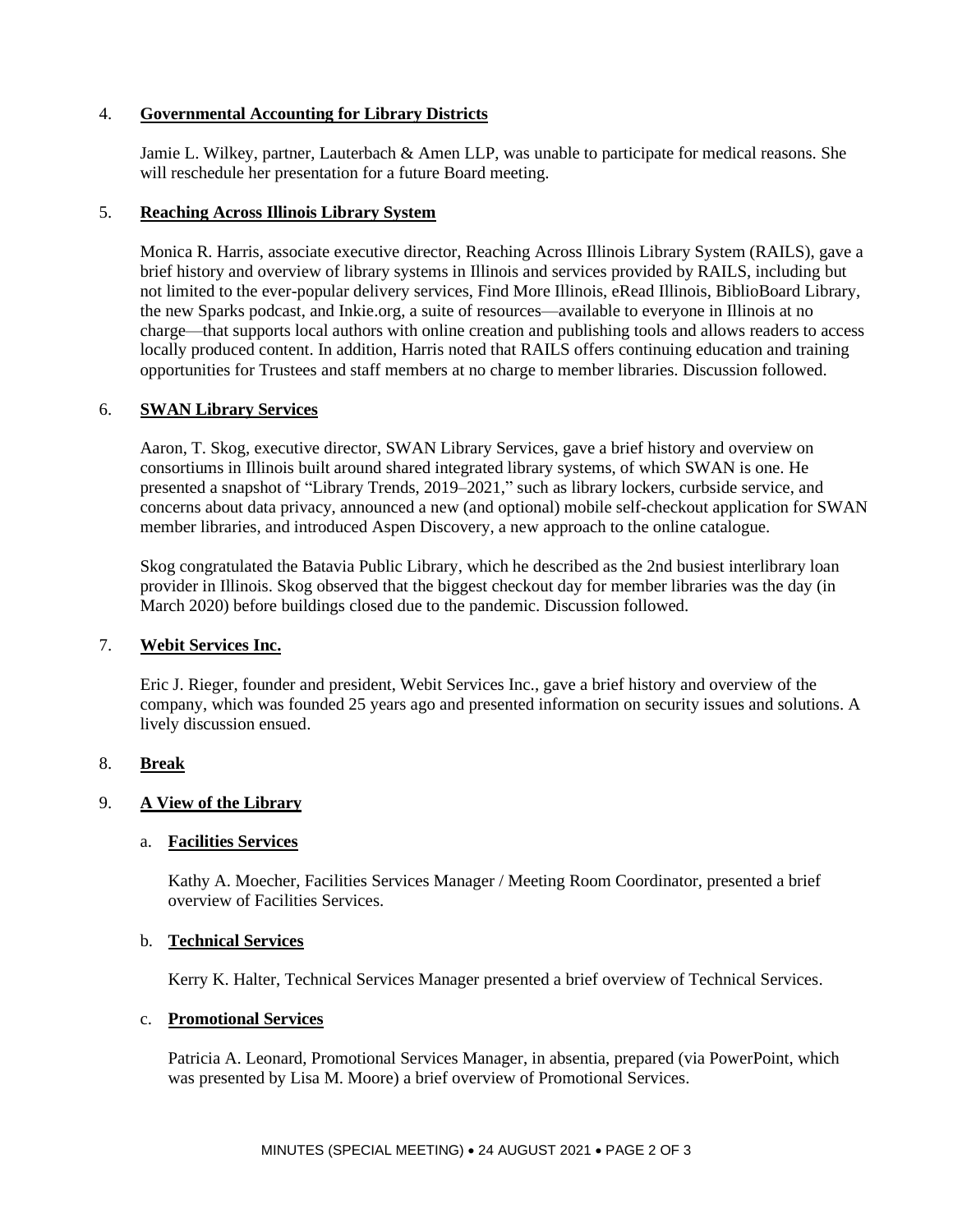4. **Governmental Accounting for Library Districts**

   Jamie L. Wilkey, partner, Lauterbach & Amen LLP, was unable to participate for medical reasons. She will reschedule her presentation for a future Board meeting.

5. **Reaching Across Illinois Library System**

   Monica R. Harris, associate executive director, Reaching Across Illinois Library System (RAILS), gave a brief history and overview of library systems in Illinois and services provided by RAILS, including but not limited to the ever-popular delivery services, Find More Illinois, eRead Illinois, BiblioBoard Library, the new Sparks podcast, and Inkie.org, a suite of resources—available to everyone in Illinois at no charge—that supports local authors with online creation and publishing tools and allows readers to access locally produced content. In addition, Harris noted that RAILS offers continuing education and training opportunities for Trustees and staff members at no charge to member libraries. Discussion followed.

6. **SWAN Library Services**

   Aaron, T. Skog, executive director, SWAN Library Services, gave a brief history and overview on consortiums in Illinois built around shared integrated library systems, of which SWAN is one. He presented a snapshot of "Library Trends, 2019–2021," such as library lockers, curbside service, and concerns about data privacy, announced a new (and optional) mobile self-checkout application for SWAN member libraries, and introduced Aspen Discovery, a new approach to the online catalogue.

   Skog congratulated the Batavia Public Library, which he described as the 2nd busiest interlibrary loan provider in Illinois. Skog observed that the biggest checkout day for member libraries was the day (in March 2020) before buildings closed due to the pandemic. Discussion followed.

7. **Webit Services Inc.**

   Eric J. Rieger, founder and president, Webit Services Inc., gave a brief history and overview of the company, which was founded 25 years ago and presented information on security issues and solutions. A lively discussion ensued.

8. **Break**

9. **A View of the Library**

   a. **Facilities Services**

      Kathy A. Moecher, Facilities Services Manager / Meeting Room Coordinator, presented a brief overview of Facilities Services.

   b. **Technical Services**

      Kerry K. Halter, Technical Services Manager presented a brief overview of Technical Services.

   c. **Promotional Services**

      Patricia A. Leonard, Promotional Services Manager, in absentia, prepared (via PowerPoint, which was presented by Lisa M. Moore) a brief overview of Promotional Services.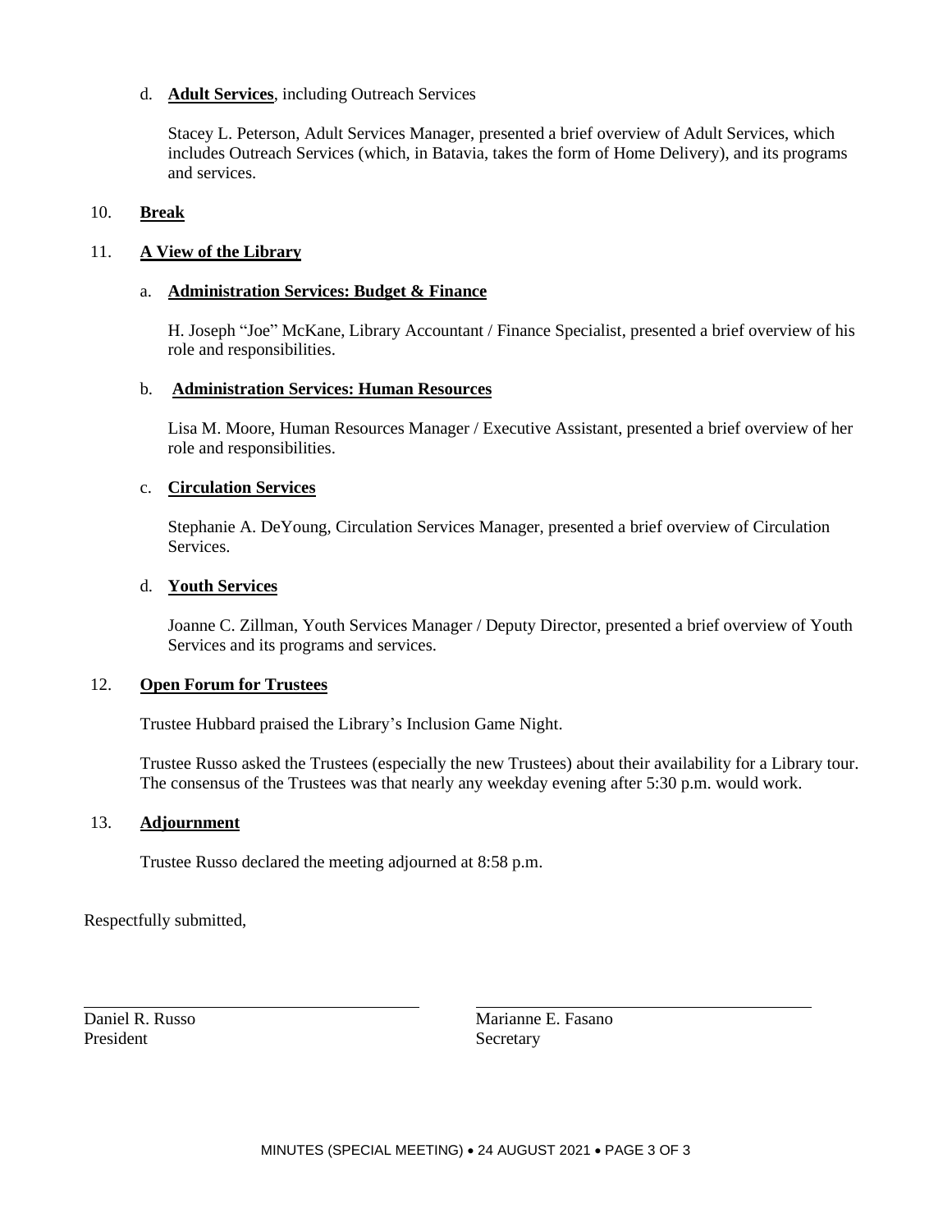d. **Adult Services**, including Outreach Services

Stacey L. Peterson, Adult Services Manager, presented a brief overview of Adult Services, which includes Outreach Services (which, in Batavia, takes the form of Home Delivery), and its programs and services.

10. **Break**

11. **A View of the Library**

a. **Administration Services: Budget & Finance**

H. Joseph "Joe" McKane, Library Accountant / Finance Specialist, presented a brief overview of his role and responsibilities.

b. **Administration Services: Human Resources**

Lisa M. Moore, Human Resources Manager / Executive Assistant, presented a brief overview of her role and responsibilities.

c. **Circulation Services**

Stephanie A. DeYoung, Circulation Services Manager, presented a brief overview of Circulation Services.

d. **Youth Services**

Joanne C. Zillman, Youth Services Manager / Deputy Director, presented a brief overview of Youth Services and its programs and services.

12. **Open Forum for Trustees**

Trustee Hubbard praised the Library's Inclusion Game Night.

Trustee Russo asked the Trustees (especially the new Trustees) about their availability for a Library tour. The consensus of the Trustees was that nearly any weekday evening after 5:30 p.m. would work.

13. **Adjournment**

Trustee Russo declared the meeting adjourned at 8:58 p.m.

Respectfully submitted,

Daniel R. Russo
President

Marianne E. Fasano
Secretary